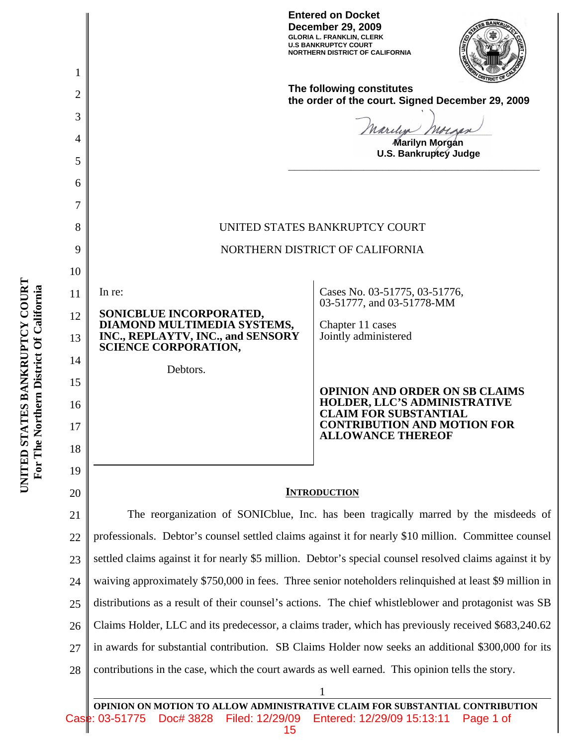**Entered on Docket**
**December 29, 2009**
GLORIA L. FRANKLIN, CLERK
U.S BANKRUPTCY COURT
NORTHERN DISTRICT OF CALIFORNIA

**The following constitutes the order of the court. Signed December 29, 2009**

**Marilyn Morgan**
**U.S. Bankruptcy Judge**

UNITED STATES BANKRUPTCY COURT

NORTHERN DISTRICT OF CALIFORNIA

In re:

**SONICBLUE INCORPORATED, DIAMOND MULTIMEDIA SYSTEMS, INC., REPLAYTV, INC., and SENSORY SCIENCE CORPORATION,**

Debtors.

Cases No. 03-51775, 03-51776, 03-51777, and 03-51778-MM

Chapter 11 cases
Jointly administered

**OPINION AND ORDER ON SB CLAIMS HOLDER, LLC'S ADMINISTRATIVE CLAIM FOR SUBSTANTIAL CONTRIBUTION AND MOTION FOR ALLOWANCE THEREOF**

## INTRODUCTION

The reorganization of SONICblue, Inc. has been tragically marred by the misdeeds of professionals. Debtor's counsel settled claims against it for nearly $10 million. Committee counsel settled claims against it for nearly $5 million. Debtor's special counsel resolved claims against it by waiving approximately $750,000 in fees. Three senior noteholders relinquished at least $9 million in distributions as a result of their counsel's actions. The chief whistleblower and protagonist was SB Claims Holder, LLC and its predecessor, a claims trader, which has previously received $683,240.62 in awards for substantial contribution. SB Claims Holder now seeks an additional $300,000 for its contributions in the case, which the court awards as well earned. This opinion tells the story.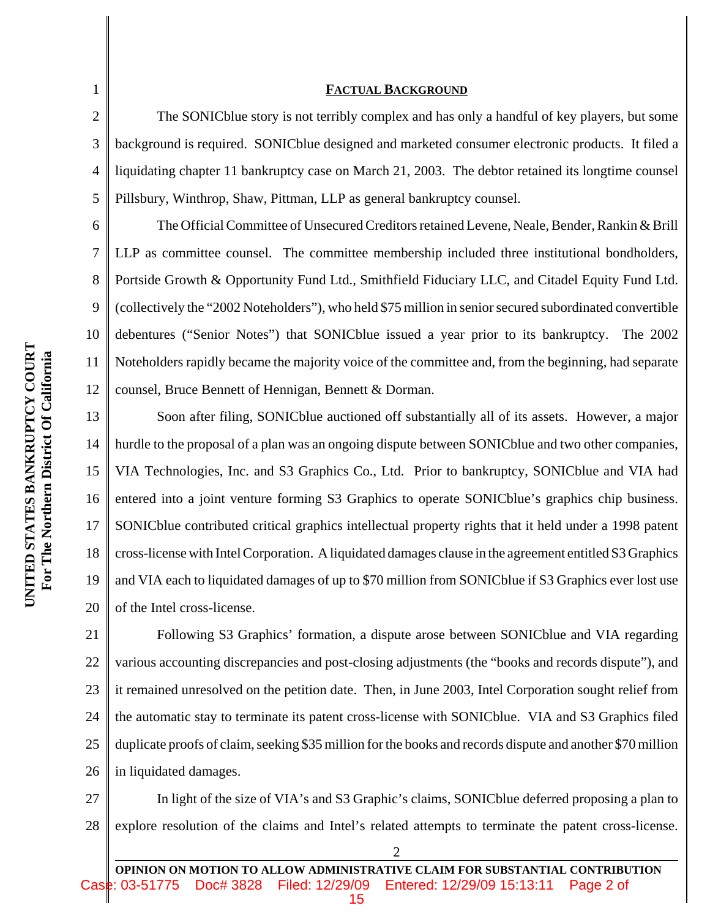## FACTUAL BACKGROUND

The SONICblue story is not terribly complex and has only a handful of key players, but some background is required. SONICblue designed and marketed consumer electronic products. It filed a liquidating chapter 11 bankruptcy case on March 21, 2003. The debtor retained its longtime counsel Pillsbury, Winthrop, Shaw, Pittman, LLP as general bankruptcy counsel.

The Official Committee of Unsecured Creditors retained Levene, Neale, Bender, Rankin & Brill LLP as committee counsel. The committee membership included three institutional bondholders, Portside Growth & Opportunity Fund Ltd., Smithfield Fiduciary LLC, and Citadel Equity Fund Ltd. (collectively the "2002 Noteholders"), who held $75 million in senior secured subordinated convertible debentures ("Senior Notes") that SONICblue issued a year prior to its bankruptcy. The 2002 Noteholders rapidly became the majority voice of the committee and, from the beginning, had separate counsel, Bruce Bennett of Hennigan, Bennett & Dorman.

Soon after filing, SONICblue auctioned off substantially all of its assets. However, a major hurdle to the proposal of a plan was an ongoing dispute between SONICblue and two other companies, VIA Technologies, Inc. and S3 Graphics Co., Ltd. Prior to bankruptcy, SONICblue and VIA had entered into a joint venture forming S3 Graphics to operate SONICblue's graphics chip business. SONICblue contributed critical graphics intellectual property rights that it held under a 1998 patent cross-license with Intel Corporation. A liquidated damages clause in the agreement entitled S3 Graphics and VIA each to liquidated damages of up to $70 million from SONICblue if S3 Graphics ever lost use of the Intel cross-license.

Following S3 Graphics' formation, a dispute arose between SONICblue and VIA regarding various accounting discrepancies and post-closing adjustments (the "books and records dispute"), and it remained unresolved on the petition date. Then, in June 2003, Intel Corporation sought relief from the automatic stay to terminate its patent cross-license with SONICblue. VIA and S3 Graphics filed duplicate proofs of claim, seeking $35 million for the books and records dispute and another $70 million in liquidated damages.

In light of the size of VIA's and S3 Graphic's claims, SONICblue deferred proposing a plan to explore resolution of the claims and Intel's related attempts to terminate the patent cross-license.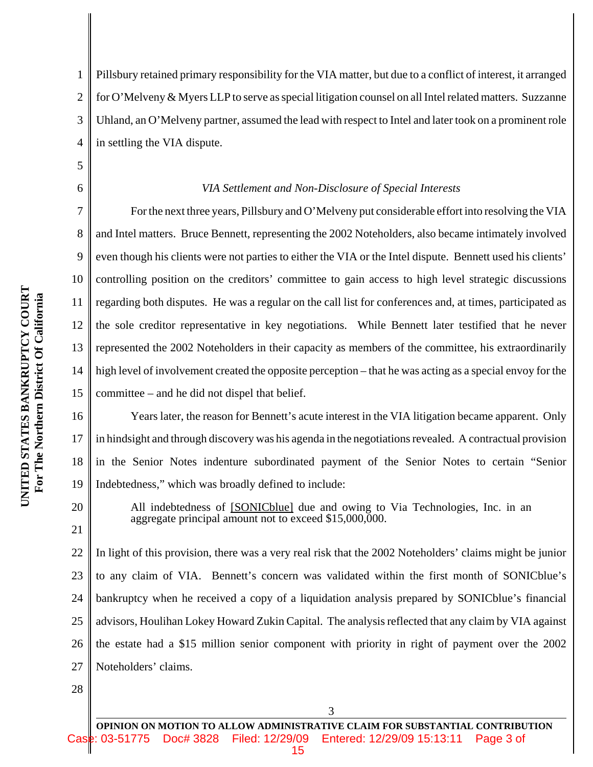Pillsbury retained primary responsibility for the VIA matter, but due to a conflict of interest, it arranged for O'Melveny & Myers LLP to serve as special litigation counsel on all Intel related matters. Suzzanne Uhland, an O'Melveny partner, assumed the lead with respect to Intel and later took on a prominent role in settling the VIA dispute.

*VIA Settlement and Non-Disclosure of Special Interests*

For the next three years, Pillsbury and O'Melveny put considerable effort into resolving the VIA and Intel matters. Bruce Bennett, representing the 2002 Noteholders, also became intimately involved even though his clients were not parties to either the VIA or the Intel dispute. Bennett used his clients' controlling position on the creditors' committee to gain access to high level strategic discussions regarding both disputes. He was a regular on the call list for conferences and, at times, participated as the sole creditor representative in key negotiations. While Bennett later testified that he never represented the 2002 Noteholders in their capacity as members of the committee, his extraordinarily high level of involvement created the opposite perception – that he was acting as a special envoy for the committee – and he did not dispel that belief.

Years later, the reason for Bennett's acute interest in the VIA litigation became apparent. Only in hindsight and through discovery was his agenda in the negotiations revealed. A contractual provision in the Senior Notes indenture subordinated payment of the Senior Notes to certain "Senior Indebtedness," which was broadly defined to include:

> All indebtedness of [SONICblue] due and owing to Via Technologies, Inc. in an aggregate principal amount not to exceed $15,000,000.

In light of this provision, there was a very real risk that the 2002 Noteholders' claims might be junior to any claim of VIA. Bennett's concern was validated within the first month of SONICblue's bankruptcy when he received a copy of a liquidation analysis prepared by SONICblue's financial advisors, Houlihan Lokey Howard Zukin Capital. The analysis reflected that any claim by VIA against the estate had a $15 million senior component with priority in right of payment over the 2002 Noteholders' claims.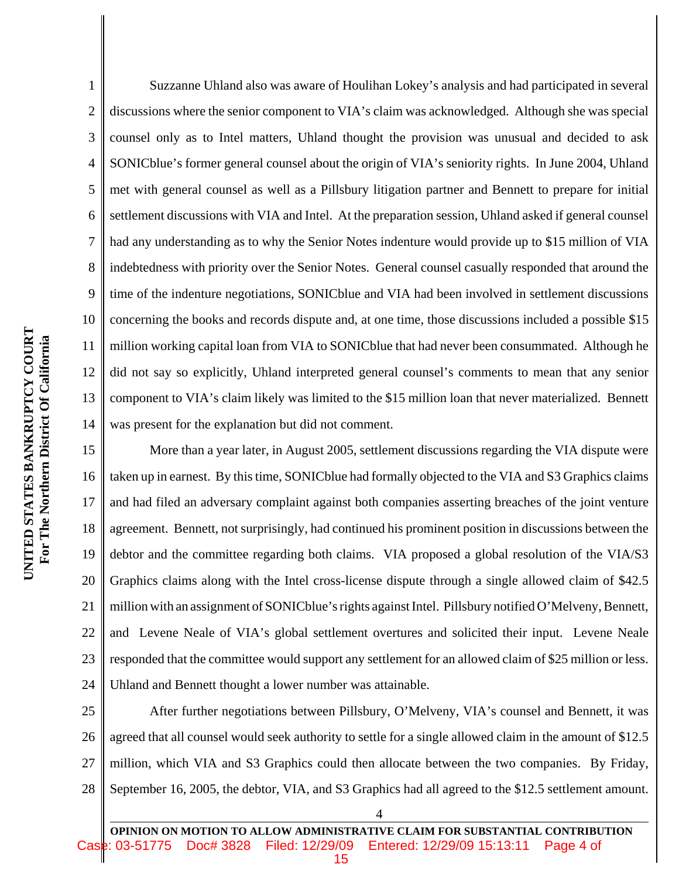Suzzanne Uhland also was aware of Houlihan Lokey's analysis and had participated in several discussions where the senior component to VIA's claim was acknowledged. Although she was special counsel only as to Intel matters, Uhland thought the provision was unusual and decided to ask SONICblue's former general counsel about the origin of VIA's seniority rights. In June 2004, Uhland met with general counsel as well as a Pillsbury litigation partner and Bennett to prepare for initial settlement discussions with VIA and Intel. At the preparation session, Uhland asked if general counsel had any understanding as to why the Senior Notes indenture would provide up to $15 million of VIA indebtedness with priority over the Senior Notes. General counsel casually responded that around the time of the indenture negotiations, SONICblue and VIA had been involved in settlement discussions concerning the books and records dispute and, at one time, those discussions included a possible $15 million working capital loan from VIA to SONICblue that had never been consummated. Although he did not say so explicitly, Uhland interpreted general counsel's comments to mean that any senior component to VIA's claim likely was limited to the $15 million loan that never materialized. Bennett was present for the explanation but did not comment.

More than a year later, in August 2005, settlement discussions regarding the VIA dispute were taken up in earnest. By this time, SONICblue had formally objected to the VIA and S3 Graphics claims and had filed an adversary complaint against both companies asserting breaches of the joint venture agreement. Bennett, not surprisingly, had continued his prominent position in discussions between the debtor and the committee regarding both claims. VIA proposed a global resolution of the VIA/S3 Graphics claims along with the Intel cross-license dispute through a single allowed claim of $42.5 million with an assignment of SONICblue's rights against Intel. Pillsbury notified O'Melveny, Bennett, and Levene Neale of VIA's global settlement overtures and solicited their input. Levene Neale responded that the committee would support any settlement for an allowed claim of $25 million or less. Uhland and Bennett thought a lower number was attainable.

After further negotiations between Pillsbury, O'Melveny, VIA's counsel and Bennett, it was agreed that all counsel would seek authority to settle for a single allowed claim in the amount of $12.5 million, which VIA and S3 Graphics could then allocate between the two companies. By Friday, September 16, 2005, the debtor, VIA, and S3 Graphics had all agreed to the $12.5 settlement amount.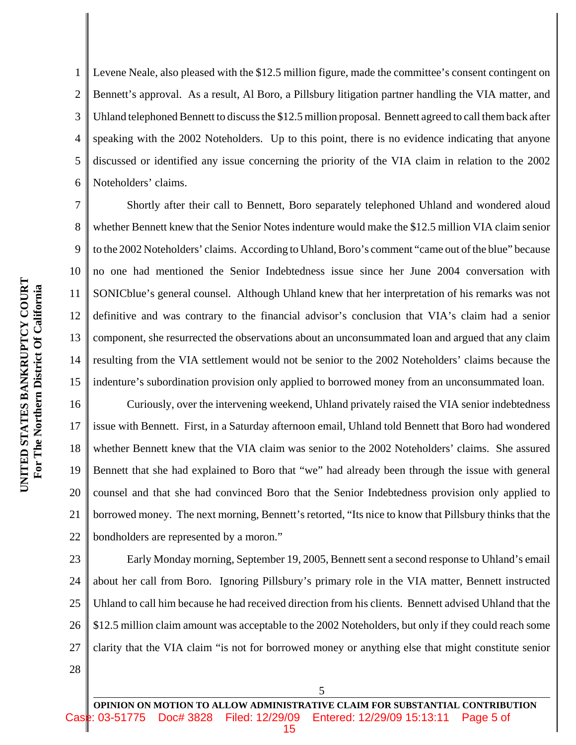Levene Neale, also pleased with the $12.5 million figure, made the committee's consent contingent on Bennett's approval. As a result, Al Boro, a Pillsbury litigation partner handling the VIA matter, and Uhland telephoned Bennett to discuss the $12.5 million proposal. Bennett agreed to call them back after speaking with the 2002 Noteholders. Up to this point, there is no evidence indicating that anyone discussed or identified any issue concerning the priority of the VIA claim in relation to the 2002 Noteholders' claims.

Shortly after their call to Bennett, Boro separately telephoned Uhland and wondered aloud whether Bennett knew that the Senior Notes indenture would make the $12.5 million VIA claim senior to the 2002 Noteholders' claims. According to Uhland, Boro's comment "came out of the blue" because no one had mentioned the Senior Indebtedness issue since her June 2004 conversation with SONICblue's general counsel. Although Uhland knew that her interpretation of his remarks was not definitive and was contrary to the financial advisor's conclusion that VIA's claim had a senior component, she resurrected the observations about an unconsummated loan and argued that any claim resulting from the VIA settlement would not be senior to the 2002 Noteholders' claims because the indenture's subordination provision only applied to borrowed money from an unconsummated loan.

Curiously, over the intervening weekend, Uhland privately raised the VIA senior indebtedness issue with Bennett. First, in a Saturday afternoon email, Uhland told Bennett that Boro had wondered whether Bennett knew that the VIA claim was senior to the 2002 Noteholders' claims. She assured Bennett that she had explained to Boro that "we" had already been through the issue with general counsel and that she had convinced Boro that the Senior Indebtedness provision only applied to borrowed money. The next morning, Bennett's retorted, "Its nice to know that Pillsbury thinks that the bondholders are represented by a moron."

Early Monday morning, September 19, 2005, Bennett sent a second response to Uhland's email about her call from Boro. Ignoring Pillsbury's primary role in the VIA matter, Bennett instructed Uhland to call him because he had received direction from his clients. Bennett advised Uhland that the $12.5 million claim amount was acceptable to the 2002 Noteholders, but only if they could reach some clarity that the VIA claim "is not for borrowed money or anything else that might constitute senior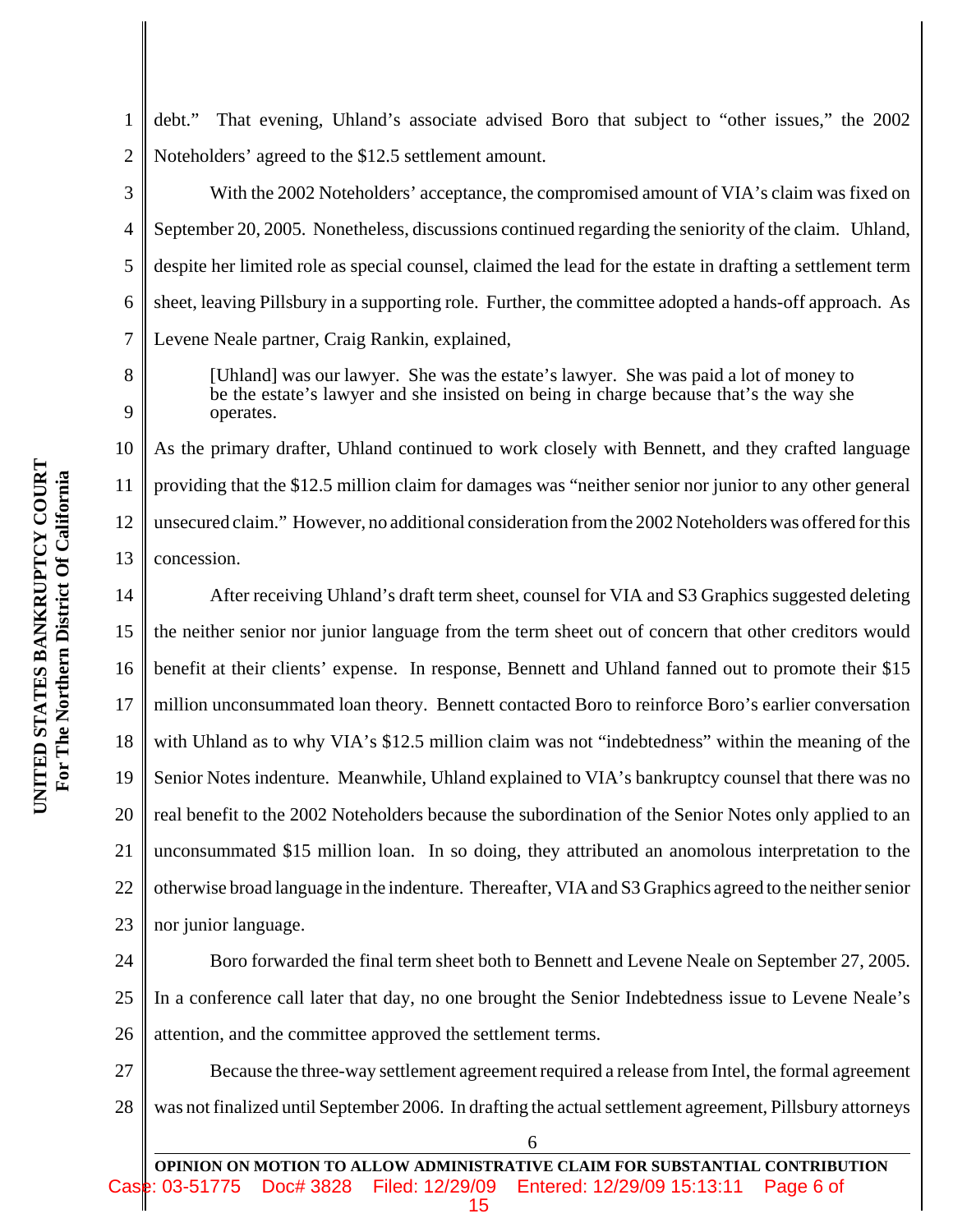debt." That evening, Uhland's associate advised Boro that subject to "other issues," the 2002 Noteholders' agreed to the $12.5 settlement amount.

With the 2002 Noteholders' acceptance, the compromised amount of VIA's claim was fixed on September 20, 2005. Nonetheless, discussions continued regarding the seniority of the claim. Uhland, despite her limited role as special counsel, claimed the lead for the estate in drafting a settlement term sheet, leaving Pillsbury in a supporting role. Further, the committee adopted a hands-off approach. As Levene Neale partner, Craig Rankin, explained,

> [Uhland] was our lawyer. She was the estate's lawyer. She was paid a lot of money to be the estate's lawyer and she insisted on being in charge because that's the way she operates.

As the primary drafter, Uhland continued to work closely with Bennett, and they crafted language providing that the $12.5 million claim for damages was "neither senior nor junior to any other general unsecured claim." However, no additional consideration from the 2002 Noteholders was offered for this concession.

After receiving Uhland's draft term sheet, counsel for VIA and S3 Graphics suggested deleting the neither senior nor junior language from the term sheet out of concern that other creditors would benefit at their clients' expense. In response, Bennett and Uhland fanned out to promote their $15 million unconsummated loan theory. Bennett contacted Boro to reinforce Boro's earlier conversation with Uhland as to why VIA's $12.5 million claim was not "indebtedness" within the meaning of the Senior Notes indenture. Meanwhile, Uhland explained to VIA's bankruptcy counsel that there was no real benefit to the 2002 Noteholders because the subordination of the Senior Notes only applied to an unconsummated $15 million loan. In so doing, they attributed an anomolous interpretation to the otherwise broad language in the indenture. Thereafter, VIA and S3 Graphics agreed to the neither senior nor junior language.

Boro forwarded the final term sheet both to Bennett and Levene Neale on September 27, 2005. In a conference call later that day, no one brought the Senior Indebtedness issue to Levene Neale's attention, and the committee approved the settlement terms.

Because the three-way settlement agreement required a release from Intel, the formal agreement was not finalized until September 2006. In drafting the actual settlement agreement, Pillsbury attorneys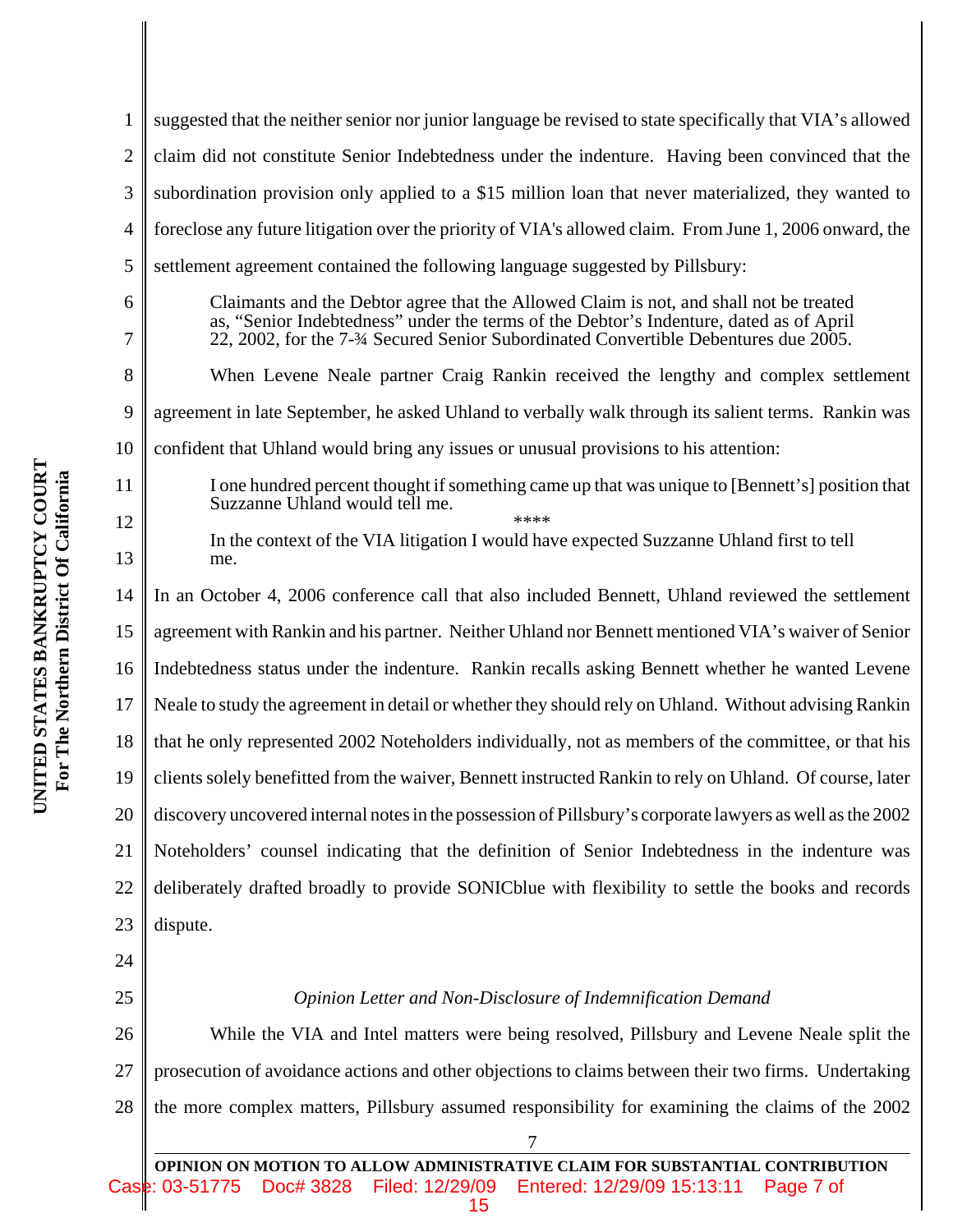suggested that the neither senior nor junior language be revised to state specifically that VIA's allowed claim did not constitute Senior Indebtedness under the indenture. Having been convinced that the subordination provision only applied to a $15 million loan that never materialized, they wanted to foreclose any future litigation over the priority of VIA's allowed claim. From June 1, 2006 onward, the settlement agreement contained the following language suggested by Pillsbury:

> Claimants and the Debtor agree that the Allowed Claim is not, and shall not be treated as, "Senior Indebtedness" under the terms of the Debtor's Indenture, dated as of April 22, 2002, for the 7-¾ Secured Senior Subordinated Convertible Debentures due 2005.

When Levene Neale partner Craig Rankin received the lengthy and complex settlement agreement in late September, he asked Uhland to verbally walk through its salient terms. Rankin was confident that Uhland would bring any issues or unusual provisions to his attention:

> I one hundred percent thought if something came up that was unique to [Bennett's] position that Suzzanne Uhland would tell me.
>
> ****
>
> In the context of the VIA litigation I would have expected Suzzanne Uhland first to tell me.

In an October 4, 2006 conference call that also included Bennett, Uhland reviewed the settlement agreement with Rankin and his partner. Neither Uhland nor Bennett mentioned VIA's waiver of Senior Indebtedness status under the indenture. Rankin recalls asking Bennett whether he wanted Levene Neale to study the agreement in detail or whether they should rely on Uhland. Without advising Rankin that he only represented 2002 Noteholders individually, not as members of the committee, or that his clients solely benefitted from the waiver, Bennett instructed Rankin to rely on Uhland. Of course, later discovery uncovered internal notes in the possession of Pillsbury's corporate lawyers as well as the 2002 Noteholders' counsel indicating that the definition of Senior Indebtedness in the indenture was deliberately drafted broadly to provide SONICblue with flexibility to settle the books and records dispute.

*Opinion Letter and Non-Disclosure of Indemnification Demand*

While the VIA and Intel matters were being resolved, Pillsbury and Levene Neale split the prosecution of avoidance actions and other objections to claims between their two firms. Undertaking the more complex matters, Pillsbury assumed responsibility for examining the claims of the 2002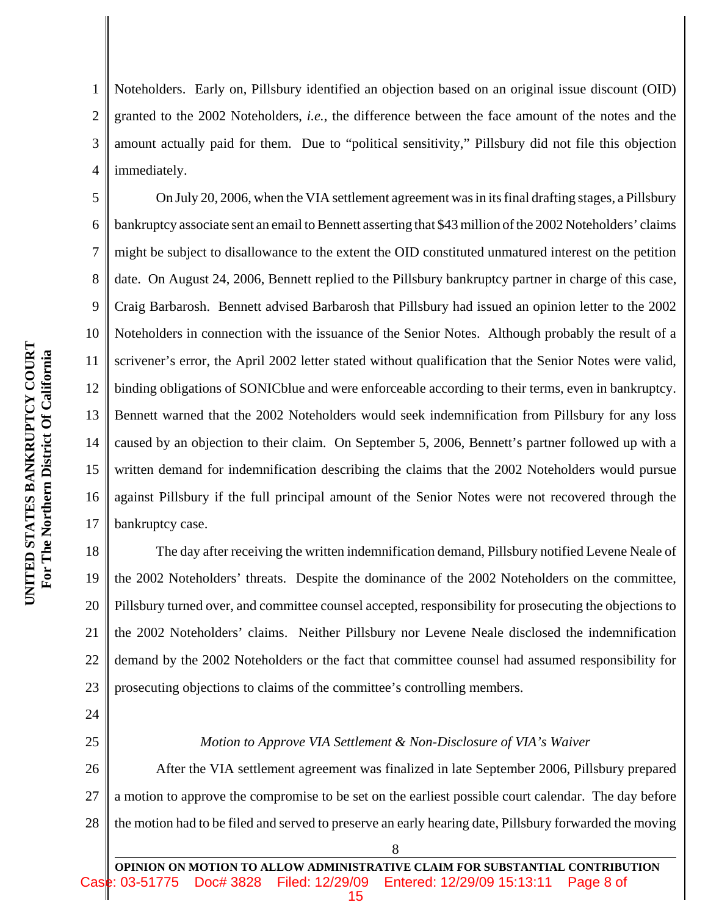Noteholders. Early on, Pillsbury identified an objection based on an original issue discount (OID) granted to the 2002 Noteholders, *i.e.*, the difference between the face amount of the notes and the amount actually paid for them. Due to "political sensitivity," Pillsbury did not file this objection immediately.

On July 20, 2006, when the VIA settlement agreement was in its final drafting stages, a Pillsbury bankruptcy associate sent an email to Bennett asserting that $43 million of the 2002 Noteholders' claims might be subject to disallowance to the extent the OID constituted unmatured interest on the petition date. On August 24, 2006, Bennett replied to the Pillsbury bankruptcy partner in charge of this case, Craig Barbarosh. Bennett advised Barbarosh that Pillsbury had issued an opinion letter to the 2002 Noteholders in connection with the issuance of the Senior Notes. Although probably the result of a scrivener's error, the April 2002 letter stated without qualification that the Senior Notes were valid, binding obligations of SONICblue and were enforceable according to their terms, even in bankruptcy. Bennett warned that the 2002 Noteholders would seek indemnification from Pillsbury for any loss caused by an objection to their claim. On September 5, 2006, Bennett's partner followed up with a written demand for indemnification describing the claims that the 2002 Noteholders would pursue against Pillsbury if the full principal amount of the Senior Notes were not recovered through the bankruptcy case.

The day after receiving the written indemnification demand, Pillsbury notified Levene Neale of the 2002 Noteholders' threats. Despite the dominance of the 2002 Noteholders on the committee, Pillsbury turned over, and committee counsel accepted, responsibility for prosecuting the objections to the 2002 Noteholders' claims. Neither Pillsbury nor Levene Neale disclosed the indemnification demand by the 2002 Noteholders or the fact that committee counsel had assumed responsibility for prosecuting objections to claims of the committee's controlling members.

*Motion to Approve VIA Settlement & Non-Disclosure of VIA's Waiver*

After the VIA settlement agreement was finalized in late September 2006, Pillsbury prepared a motion to approve the compromise to be set on the earliest possible court calendar. The day before the motion had to be filed and served to preserve an early hearing date, Pillsbury forwarded the moving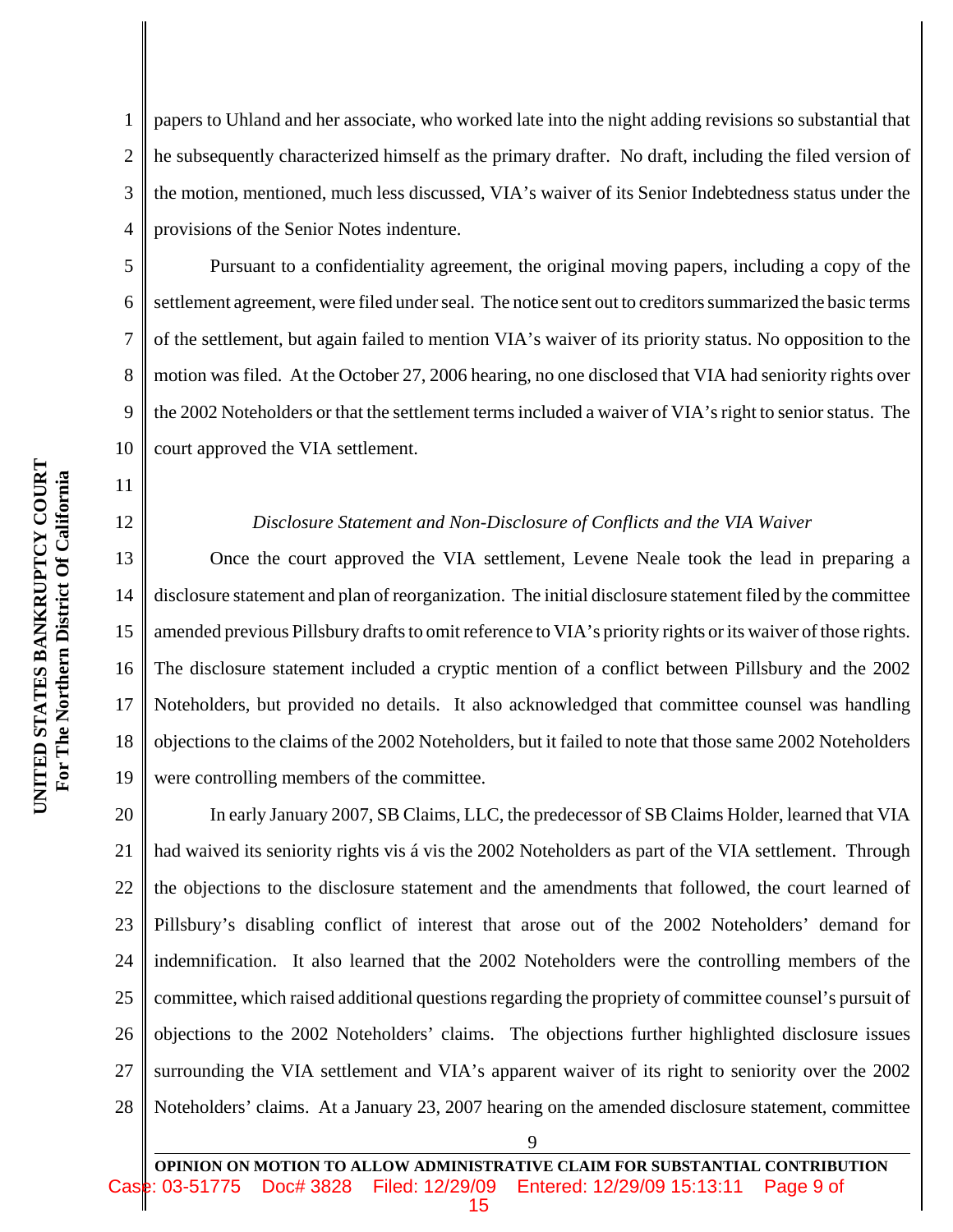papers to Uhland and her associate, who worked late into the night adding revisions so substantial that he subsequently characterized himself as the primary drafter. No draft, including the filed version of the motion, mentioned, much less discussed, VIA's waiver of its Senior Indebtedness status under the provisions of the Senior Notes indenture.

Pursuant to a confidentiality agreement, the original moving papers, including a copy of the settlement agreement, were filed under seal. The notice sent out to creditors summarized the basic terms of the settlement, but again failed to mention VIA's waiver of its priority status. No opposition to the motion was filed. At the October 27, 2006 hearing, no one disclosed that VIA had seniority rights over the 2002 Noteholders or that the settlement terms included a waiver of VIA's right to senior status. The court approved the VIA settlement.

*Disclosure Statement and Non-Disclosure of Conflicts and the VIA Waiver*

Once the court approved the VIA settlement, Levene Neale took the lead in preparing a disclosure statement and plan of reorganization. The initial disclosure statement filed by the committee amended previous Pillsbury drafts to omit reference to VIA's priority rights or its waiver of those rights. The disclosure statement included a cryptic mention of a conflict between Pillsbury and the 2002 Noteholders, but provided no details. It also acknowledged that committee counsel was handling objections to the claims of the 2002 Noteholders, but it failed to note that those same 2002 Noteholders were controlling members of the committee.

In early January 2007, SB Claims, LLC, the predecessor of SB Claims Holder, learned that VIA had waived its seniority rights vis á vis the 2002 Noteholders as part of the VIA settlement. Through the objections to the disclosure statement and the amendments that followed, the court learned of Pillsbury's disabling conflict of interest that arose out of the 2002 Noteholders' demand for indemnification. It also learned that the 2002 Noteholders were the controlling members of the committee, which raised additional questions regarding the propriety of committee counsel's pursuit of objections to the 2002 Noteholders' claims. The objections further highlighted disclosure issues surrounding the VIA settlement and VIA's apparent waiver of its right to seniority over the 2002 Noteholders' claims. At a January 23, 2007 hearing on the amended disclosure statement, committee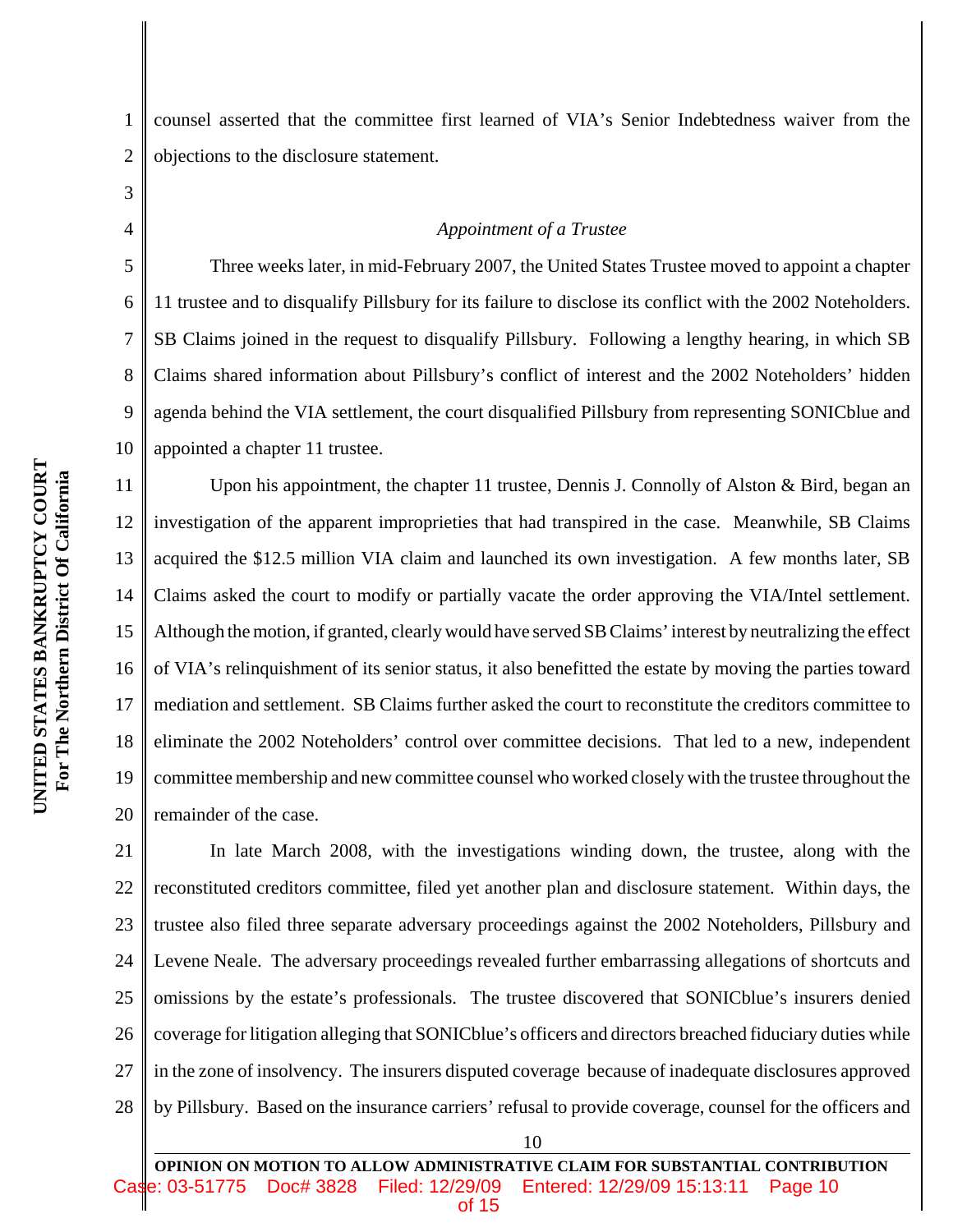counsel asserted that the committee first learned of VIA's Senior Indebtedness waiver from the objections to the disclosure statement.

*Appointment of a Trustee*

Three weeks later, in mid-February 2007, the United States Trustee moved to appoint a chapter 11 trustee and to disqualify Pillsbury for its failure to disclose its conflict with the 2002 Noteholders. SB Claims joined in the request to disqualify Pillsbury. Following a lengthy hearing, in which SB Claims shared information about Pillsbury's conflict of interest and the 2002 Noteholders' hidden agenda behind the VIA settlement, the court disqualified Pillsbury from representing SONICblue and appointed a chapter 11 trustee.

Upon his appointment, the chapter 11 trustee, Dennis J. Connolly of Alston & Bird, began an investigation of the apparent improprieties that had transpired in the case. Meanwhile, SB Claims acquired the $12.5 million VIA claim and launched its own investigation. A few months later, SB Claims asked the court to modify or partially vacate the order approving the VIA/Intel settlement. Although the motion, if granted, clearly would have served SB Claims' interest by neutralizing the effect of VIA's relinquishment of its senior status, it also benefitted the estate by moving the parties toward mediation and settlement. SB Claims further asked the court to reconstitute the creditors committee to eliminate the 2002 Noteholders' control over committee decisions. That led to a new, independent committee membership and new committee counsel who worked closely with the trustee throughout the remainder of the case.

In late March 2008, with the investigations winding down, the trustee, along with the reconstituted creditors committee, filed yet another plan and disclosure statement. Within days, the trustee also filed three separate adversary proceedings against the 2002 Noteholders, Pillsbury and Levene Neale. The adversary proceedings revealed further embarrassing allegations of shortcuts and omissions by the estate's professionals. The trustee discovered that SONICblue's insurers denied coverage for litigation alleging that SONICblue's officers and directors breached fiduciary duties while in the zone of insolvency. The insurers disputed coverage because of inadequate disclosures approved by Pillsbury. Based on the insurance carriers' refusal to provide coverage, counsel for the officers and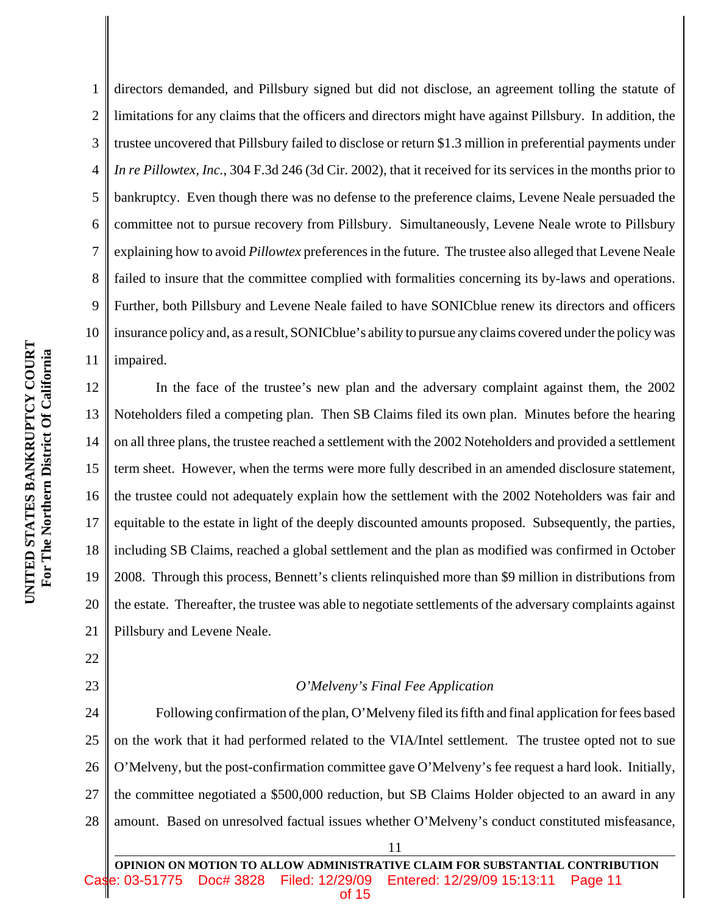directors demanded, and Pillsbury signed but did not disclose, an agreement tolling the statute of limitations for any claims that the officers and directors might have against Pillsbury. In addition, the trustee uncovered that Pillsbury failed to disclose or return $1.3 million in preferential payments under *In re Pillowtex, Inc.*, 304 F.3d 246 (3d Cir. 2002), that it received for its services in the months prior to bankruptcy. Even though there was no defense to the preference claims, Levene Neale persuaded the committee not to pursue recovery from Pillsbury. Simultaneously, Levene Neale wrote to Pillsbury explaining how to avoid *Pillowtex* preferences in the future. The trustee also alleged that Levene Neale failed to insure that the committee complied with formalities concerning its by-laws and operations. Further, both Pillsbury and Levene Neale failed to have SONICblue renew its directors and officers insurance policy and, as a result, SONICblue's ability to pursue any claims covered under the policy was impaired.

In the face of the trustee's new plan and the adversary complaint against them, the 2002 Noteholders filed a competing plan. Then SB Claims filed its own plan. Minutes before the hearing on all three plans, the trustee reached a settlement with the 2002 Noteholders and provided a settlement term sheet. However, when the terms were more fully described in an amended disclosure statement, the trustee could not adequately explain how the settlement with the 2002 Noteholders was fair and equitable to the estate in light of the deeply discounted amounts proposed. Subsequently, the parties, including SB Claims, reached a global settlement and the plan as modified was confirmed in October 2008. Through this process, Bennett's clients relinquished more than $9 million in distributions from the estate. Thereafter, the trustee was able to negotiate settlements of the adversary complaints against Pillsbury and Levene Neale.

*O'Melveny's Final Fee Application*

Following confirmation of the plan, O'Melveny filed its fifth and final application for fees based on the work that it had performed related to the VIA/Intel settlement. The trustee opted not to sue O'Melveny, but the post-confirmation committee gave O'Melveny's fee request a hard look. Initially, the committee negotiated a $500,000 reduction, but SB Claims Holder objected to an award in any amount. Based on unresolved factual issues whether O'Melveny's conduct constituted misfeasance,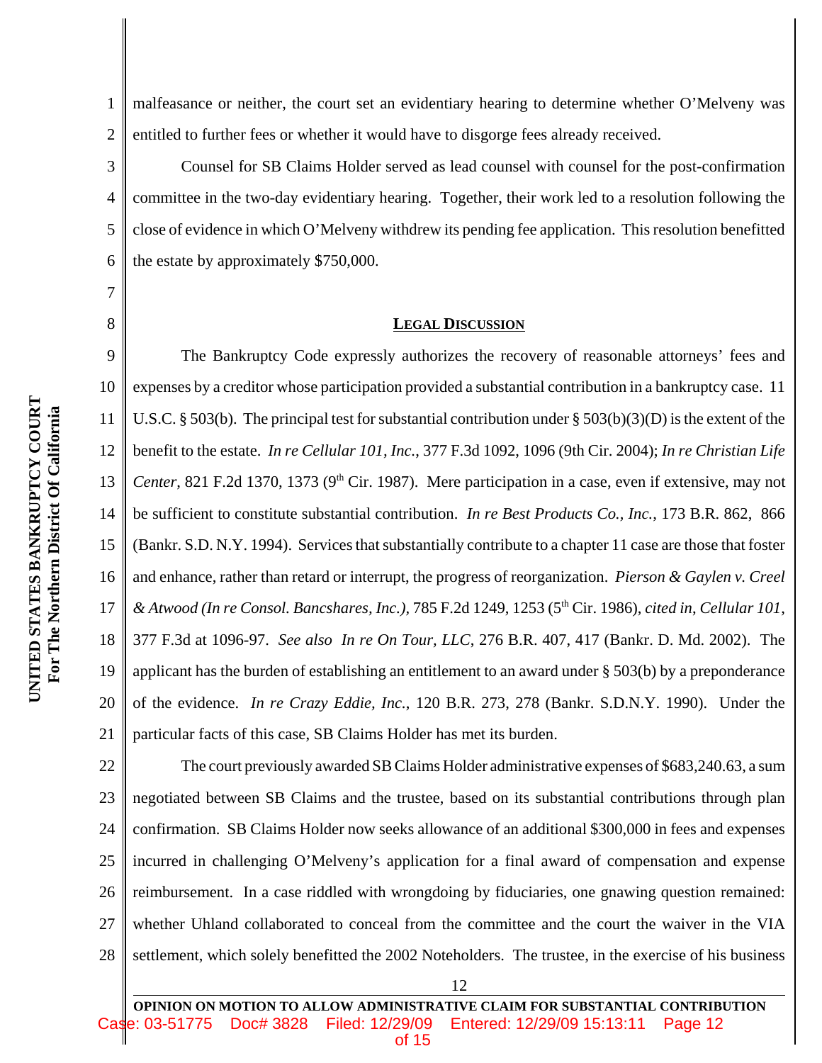malfeasance or neither, the court set an evidentiary hearing to determine whether O'Melveny was entitled to further fees or whether it would have to disgorge fees already received.

Counsel for SB Claims Holder served as lead counsel with counsel for the post-confirmation committee in the two-day evidentiary hearing. Together, their work led to a resolution following the close of evidence in which O'Melveny withdrew its pending fee application. This resolution benefitted the estate by approximately $750,000.

## LEGAL DISCUSSION

The Bankruptcy Code expressly authorizes the recovery of reasonable attorneys' fees and expenses by a creditor whose participation provided a substantial contribution in a bankruptcy case. 11 U.S.C. § 503(b). The principal test for substantial contribution under § 503(b)(3)(D) is the extent of the benefit to the estate. *In re Cellular 101, Inc.*, 377 F.3d 1092, 1096 (9th Cir. 2004); *In re Christian Life Center*, 821 F.2d 1370, 1373 (9th Cir. 1987). Mere participation in a case, even if extensive, may not be sufficient to constitute substantial contribution. *In re Best Products Co., Inc.*, 173 B.R. 862, 866 (Bankr. S.D. N.Y. 1994). Services that substantially contribute to a chapter 11 case are those that foster and enhance, rather than retard or interrupt, the progress of reorganization. *Pierson & Gaylen v. Creel & Atwood (In re Consol. Bancshares, Inc.)*, 785 F.2d 1249, 1253 (5th Cir. 1986), *cited in*, *Cellular 101*, 377 F.3d at 1096-97. *See also* *In re On Tour, LLC*, 276 B.R. 407, 417 (Bankr. D. Md. 2002). The applicant has the burden of establishing an entitlement to an award under § 503(b) by a preponderance of the evidence. *In re Crazy Eddie, Inc.*, 120 B.R. 273, 278 (Bankr. S.D.N.Y. 1990). Under the particular facts of this case, SB Claims Holder has met its burden.

The court previously awarded SB Claims Holder administrative expenses of $683,240.63, a sum negotiated between SB Claims and the trustee, based on its substantial contributions through plan confirmation. SB Claims Holder now seeks allowance of an additional $300,000 in fees and expenses incurred in challenging O'Melveny's application for a final award of compensation and expense reimbursement. In a case riddled with wrongdoing by fiduciaries, one gnawing question remained: whether Uhland collaborated to conceal from the committee and the court the waiver in the VIA settlement, which solely benefitted the 2002 Noteholders. The trustee, in the exercise of his business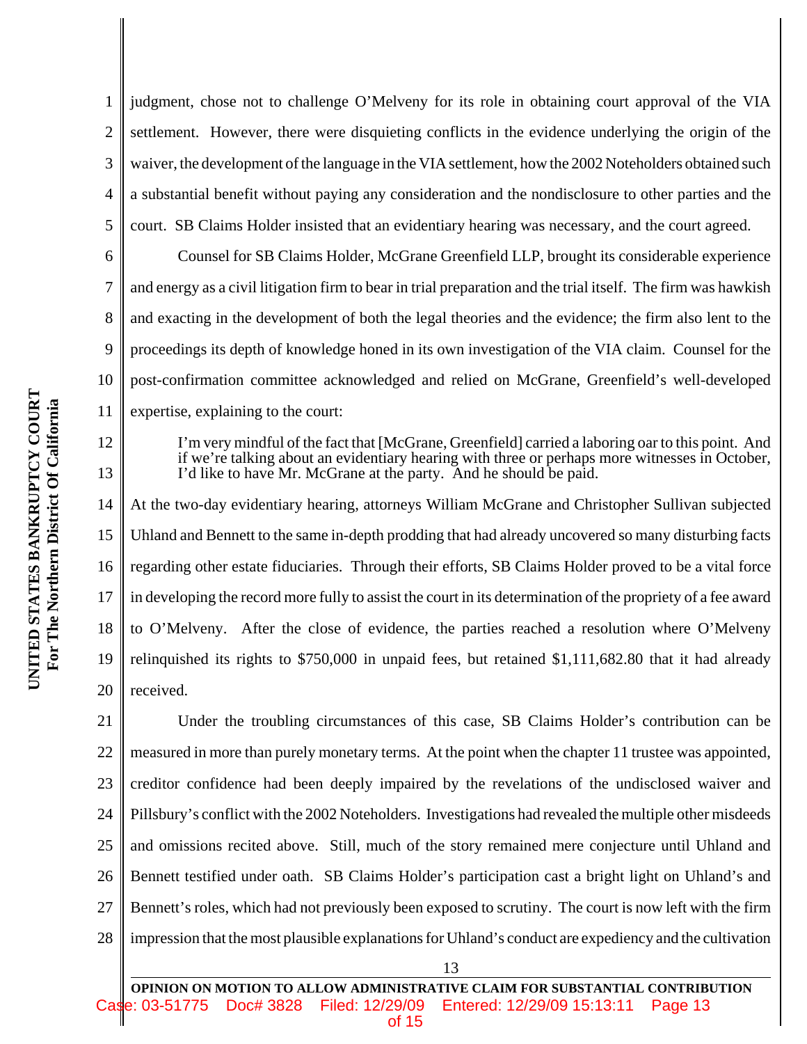judgment, chose not to challenge O'Melveny for its role in obtaining court approval of the VIA settlement. However, there were disquieting conflicts in the evidence underlying the origin of the waiver, the development of the language in the VIA settlement, how the 2002 Noteholders obtained such a substantial benefit without paying any consideration and the nondisclosure to other parties and the court. SB Claims Holder insisted that an evidentiary hearing was necessary, and the court agreed.

Counsel for SB Claims Holder, McGrane Greenfield LLP, brought its considerable experience and energy as a civil litigation firm to bear in trial preparation and the trial itself. The firm was hawkish and exacting in the development of both the legal theories and the evidence; the firm also lent to the proceedings its depth of knowledge honed in its own investigation of the VIA claim. Counsel for the post-confirmation committee acknowledged and relied on McGrane, Greenfield's well-developed expertise, explaining to the court:

> I'm very mindful of the fact that [McGrane, Greenfield] carried a laboring oar to this point. And if we're talking about an evidentiary hearing with three or perhaps more witnesses in October, I'd like to have Mr. McGrane at the party. And he should be paid.

At the two-day evidentiary hearing, attorneys William McGrane and Christopher Sullivan subjected Uhland and Bennett to the same in-depth prodding that had already uncovered so many disturbing facts regarding other estate fiduciaries. Through their efforts, SB Claims Holder proved to be a vital force in developing the record more fully to assist the court in its determination of the propriety of a fee award to O'Melveny. After the close of evidence, the parties reached a resolution where O'Melveny relinquished its rights to $750,000 in unpaid fees, but retained $1,111,682.80 that it had already received.

Under the troubling circumstances of this case, SB Claims Holder's contribution can be measured in more than purely monetary terms. At the point when the chapter 11 trustee was appointed, creditor confidence had been deeply impaired by the revelations of the undisclosed waiver and Pillsbury's conflict with the 2002 Noteholders. Investigations had revealed the multiple other misdeeds and omissions recited above. Still, much of the story remained mere conjecture until Uhland and Bennett testified under oath. SB Claims Holder's participation cast a bright light on Uhland's and Bennett's roles, which had not previously been exposed to scrutiny. The court is now left with the firm impression that the most plausible explanations for Uhland's conduct are expediency and the cultivation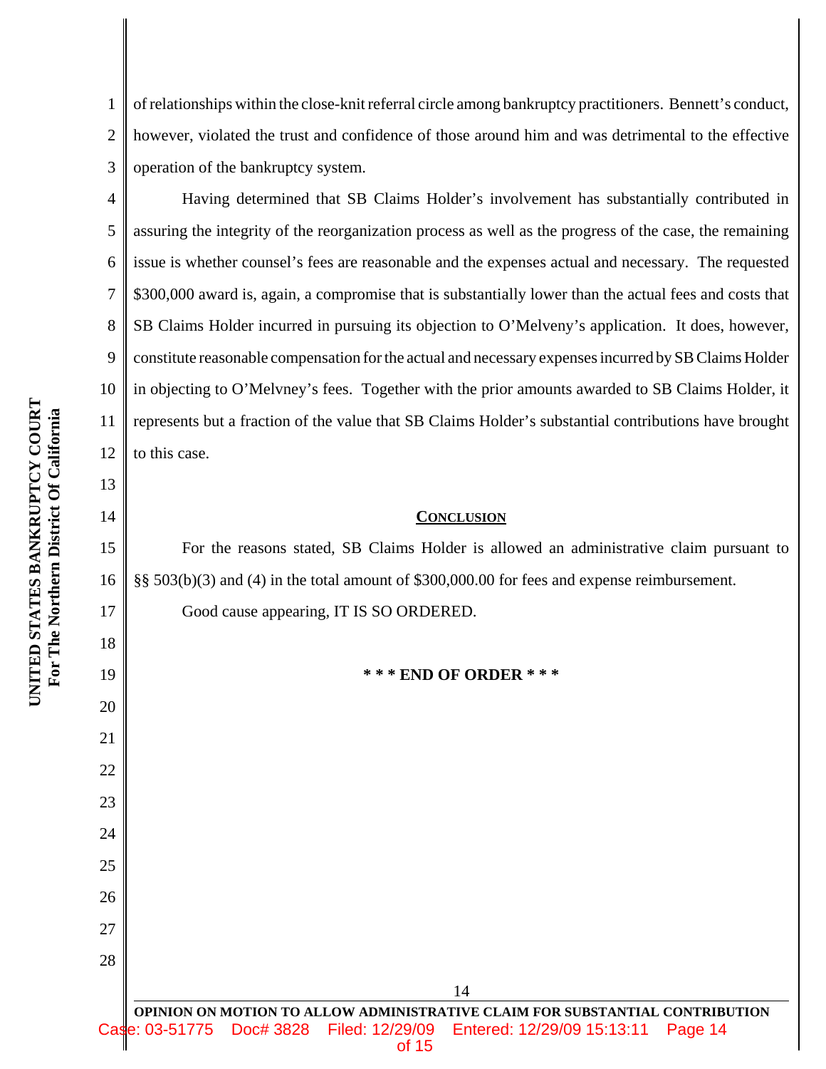of relationships within the close-knit referral circle among bankruptcy practitioners. Bennett's conduct, however, violated the trust and confidence of those around him and was detrimental to the effective operation of the bankruptcy system.

Having determined that SB Claims Holder's involvement has substantially contributed in assuring the integrity of the reorganization process as well as the progress of the case, the remaining issue is whether counsel's fees are reasonable and the expenses actual and necessary. The requested $300,000 award is, again, a compromise that is substantially lower than the actual fees and costs that SB Claims Holder incurred in pursuing its objection to O'Melveny's application. It does, however, constitute reasonable compensation for the actual and necessary expenses incurred by SB Claims Holder in objecting to O'Melvney's fees. Together with the prior amounts awarded to SB Claims Holder, it represents but a fraction of the value that SB Claims Holder's substantial contributions have brought to this case.

## CONCLUSION

For the reasons stated, SB Claims Holder is allowed an administrative claim pursuant to §§ 503(b)(3) and (4) in the total amount of $300,000.00 for fees and expense reimbursement.

Good cause appearing, IT IS SO ORDERED.

**\* \* \* END OF ORDER \* \* \***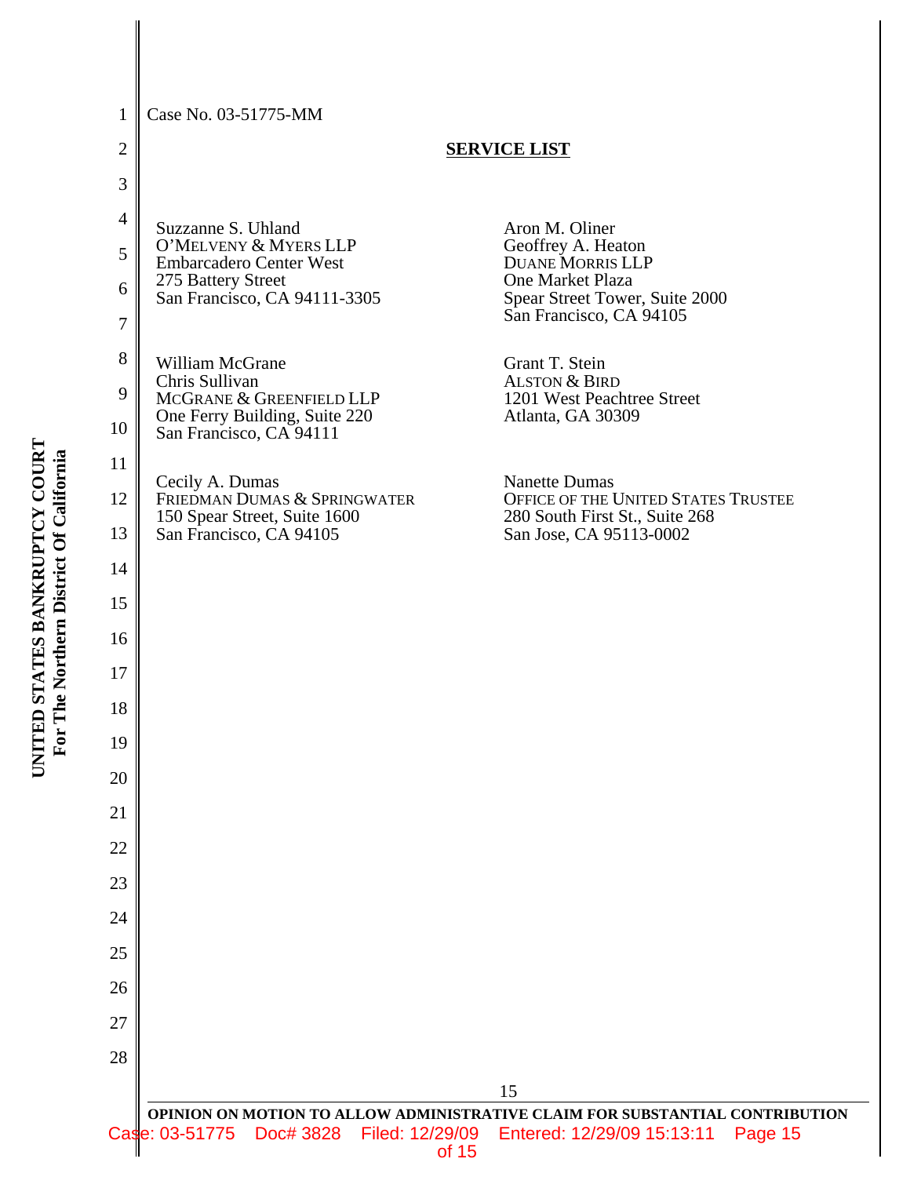Case No. 03-51775-MM

## SERVICE LIST

Suzanne S. Uhland
O'MELVENY & MYERS LLP
Embarcadero Center West
275 Battery Street
San Francisco, CA 94111-3305

Aron M. Oliner
Geoffrey A. Heaton
DUANE MORRIS LLP
One Market Plaza
Spear Street Tower, Suite 2000
San Francisco, CA 94105

William McGrane
Chris Sullivan
MCGRANE & GREENFIELD LLP
One Ferry Building, Suite 220
San Francisco, CA 94111

Grant T. Stein
ALSTON & BIRD
1201 West Peachtree Street
Atlanta, GA 30309

Cecily A. Dumas
FRIEDMAN DUMAS & SPRINGWATER
150 Spear Street, Suite 1600
San Francisco, CA 94105

Nanette Dumas
OFFICE OF THE UNITED STATES TRUSTEE
280 South First St., Suite 268
San Jose, CA 95113-0002